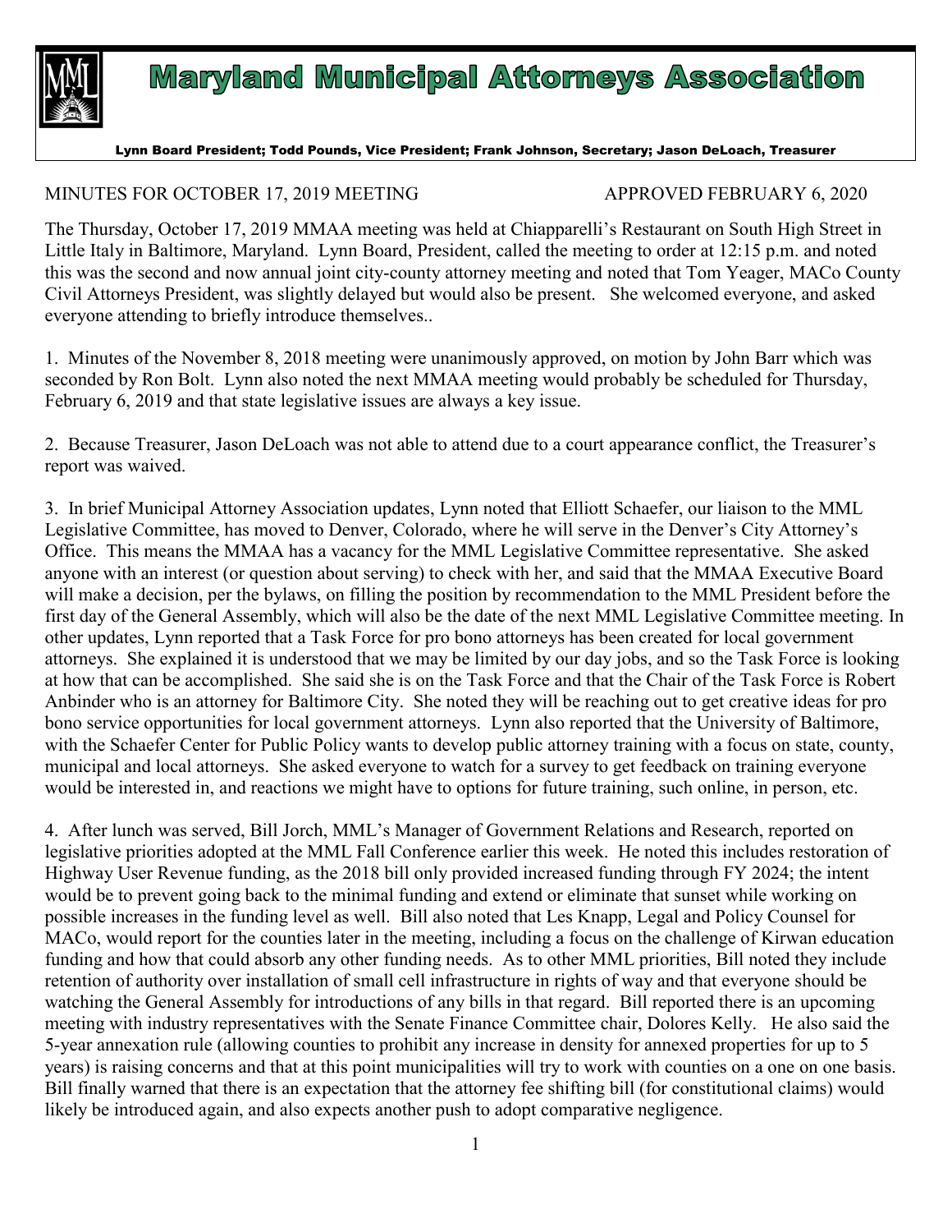# Maryland Municipal Attorneys Association

**Lynn Board President; Todd Pounds, Vice President; Frank Johnson, Secretary; Jason DeLoach, Treasurer**

MINUTES FOR OCTOBER 17, 2019 MEETING APPROVED FEBRUARY 6, 2020

The Thursday, October 17, 2019 MMAA meeting was held at Chiapparelli's Restaurant on South High Street in Little Italy in Baltimore, Maryland. Lynn Board, President, called the meeting to order at 12:15 p.m. and noted this was the second and now annual joint city-county attorney meeting and noted that Tom Yeager, MACo County Civil Attorneys President, was slightly delayed but would also be present. She welcomed everyone, and asked everyone attending to briefly introduce themselves..

1. Minutes of the November 8, 2018 meeting were unanimously approved, on motion by John Barr which was seconded by Ron Bolt. Lynn also noted the next MMAA meeting would probably be scheduled for Thursday, February 6, 2019 and that state legislative issues are always a key issue.

2. Because Treasurer, Jason DeLoach was not able to attend due to a court appearance conflict, the Treasurer's report was waived.

3. In brief Municipal Attorney Association updates, Lynn noted that Elliott Schaefer, our liaison to the MML Legislative Committee, has moved to Denver, Colorado, where he will serve in the Denver's City Attorney's Office. This means the MMAA has a vacancy for the MML Legislative Committee representative. She asked anyone with an interest (or question about serving) to check with her, and said that the MMAA Executive Board will make a decision, per the bylaws, on filling the position by recommendation to the MML President before the first day of the General Assembly, which will also be the date of the next MML Legislative Committee meeting. In other updates, Lynn reported that a Task Force for pro bono attorneys has been created for local government attorneys. She explained it is understood that we may be limited by our day jobs, and so the Task Force is looking at how that can be accomplished. She said she is on the Task Force and that the Chair of the Task Force is Robert Anbinder who is an attorney for Baltimore City. She noted they will be reaching out to get creative ideas for pro bono service opportunities for local government attorneys. Lynn also reported that the University of Baltimore, with the Schaefer Center for Public Policy wants to develop public attorney training with a focus on state, county, municipal and local attorneys. She asked everyone to watch for a survey to get feedback on training everyone would be interested in, and reactions we might have to options for future training, such online, in person, etc.

4. After lunch was served, Bill Jorch, MML's Manager of Government Relations and Research, reported on legislative priorities adopted at the MML Fall Conference earlier this week. He noted this includes restoration of Highway User Revenue funding, as the 2018 bill only provided increased funding through FY 2024; the intent would be to prevent going back to the minimal funding and extend or eliminate that sunset while working on possible increases in the funding level as well. Bill also noted that Les Knapp, Legal and Policy Counsel for MACo, would report for the counties later in the meeting, including a focus on the challenge of Kirwan education funding and how that could absorb any other funding needs. As to other MML priorities, Bill noted they include retention of authority over installation of small cell infrastructure in rights of way and that everyone should be watching the General Assembly for introductions of any bills in that regard. Bill reported there is an upcoming meeting with industry representatives with the Senate Finance Committee chair, Dolores Kelly. He also said the 5-year annexation rule (allowing counties to prohibit any increase in density for annexed properties for up to 5 years) is raising concerns and that at this point municipalities will try to work with counties on a one on one basis. Bill finally warned that there is an expectation that the attorney fee shifting bill (for constitutional claims) would likely be introduced again, and also expects another push to adopt comparative negligence.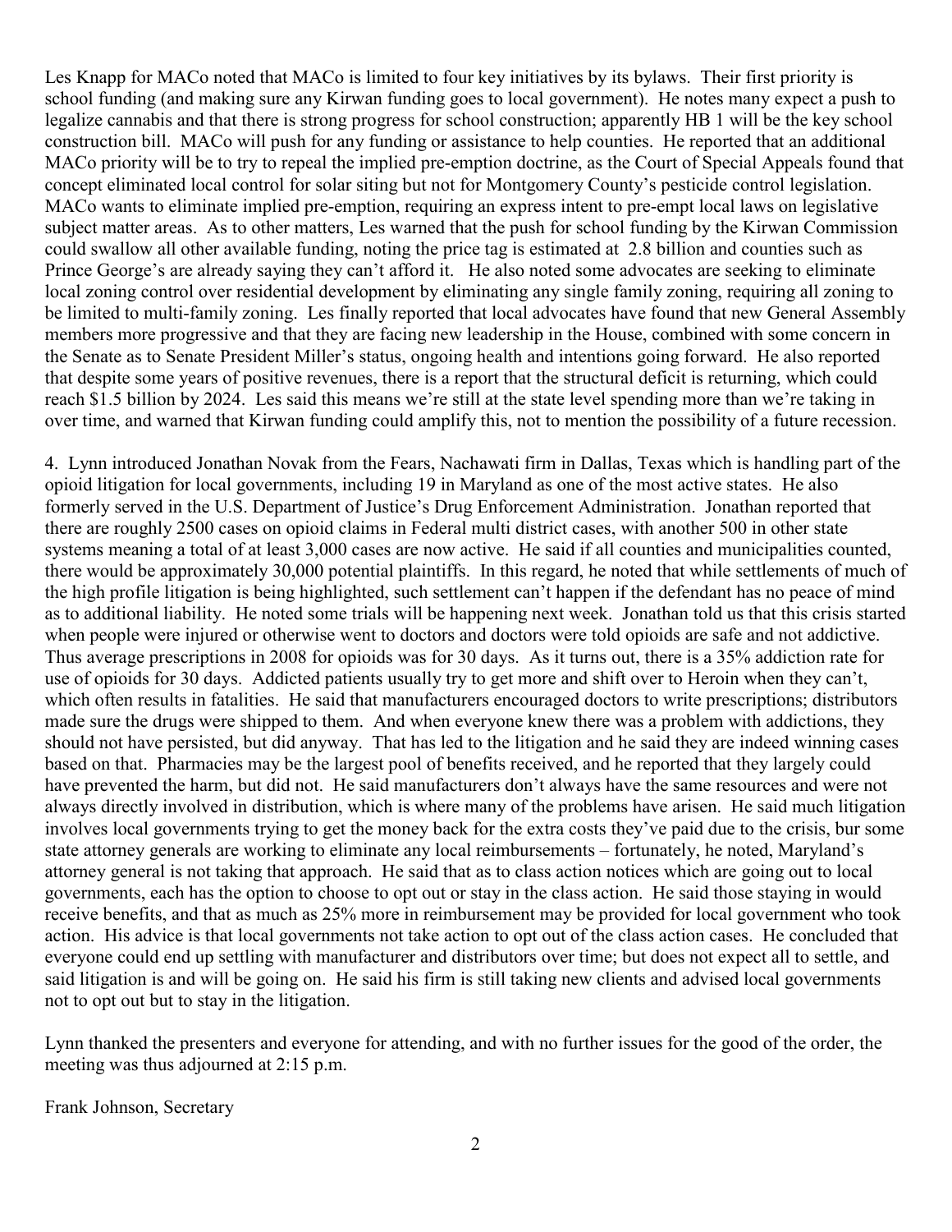Les Knapp for MACo noted that MACo is limited to four key initiatives by its bylaws. Their first priority is school funding (and making sure any Kirwan funding goes to local government). He notes many expect a push to legalize cannabis and that there is strong progress for school construction; apparently HB 1 will be the key school construction bill. MACo will push for any funding or assistance to help counties. He reported that an additional MACo priority will be to try to repeal the implied pre-emption doctrine, as the Court of Special Appeals found that concept eliminated local control for solar siting but not for Montgomery County's pesticide control legislation. MACo wants to eliminate implied pre-emption, requiring an express intent to pre-empt local laws on legislative subject matter areas. As to other matters, Les warned that the push for school funding by the Kirwan Commission could swallow all other available funding, noting the price tag is estimated at 2.8 billion and counties such as Prince George's are already saying they can't afford it. He also noted some advocates are seeking to eliminate local zoning control over residential development by eliminating any single family zoning, requiring all zoning to be limited to multi-family zoning. Les finally reported that local advocates have found that new General Assembly members more progressive and that they are facing new leadership in the House, combined with some concern in the Senate as to Senate President Miller's status, ongoing health and intentions going forward. He also reported that despite some years of positive revenues, there is a report that the structural deficit is returning, which could reach $1.5 billion by 2024. Les said this means we're still at the state level spending more than we're taking in over time, and warned that Kirwan funding could amplify this, not to mention the possibility of a future recession.

4. Lynn introduced Jonathan Novak from the Fears, Nachawati firm in Dallas, Texas which is handling part of the opioid litigation for local governments, including 19 in Maryland as one of the most active states. He also formerly served in the U.S. Department of Justice's Drug Enforcement Administration. Jonathan reported that there are roughly 2500 cases on opioid claims in Federal multi district cases, with another 500 in other state systems meaning a total of at least 3,000 cases are now active. He said if all counties and municipalities counted, there would be approximately 30,000 potential plaintiffs. In this regard, he noted that while settlements of much of the high profile litigation is being highlighted, such settlement can't happen if the defendant has no peace of mind as to additional liability. He noted some trials will be happening next week. Jonathan told us that this crisis started when people were injured or otherwise went to doctors and doctors were told opioids are safe and not addictive. Thus average prescriptions in 2008 for opioids was for 30 days. As it turns out, there is a 35% addiction rate for use of opioids for 30 days. Addicted patients usually try to get more and shift over to Heroin when they can't, which often results in fatalities. He said that manufacturers encouraged doctors to write prescriptions; distributors made sure the drugs were shipped to them. And when everyone knew there was a problem with addictions, they should not have persisted, but did anyway. That has led to the litigation and he said they are indeed winning cases based on that. Pharmacies may be the largest pool of benefits received, and he reported that they largely could have prevented the harm, but did not. He said manufacturers don't always have the same resources and were not always directly involved in distribution, which is where many of the problems have arisen. He said much litigation involves local governments trying to get the money back for the extra costs they've paid due to the crisis, bur some state attorney generals are working to eliminate any local reimbursements – fortunately, he noted, Maryland's attorney general is not taking that approach. He said that as to class action notices which are going out to local governments, each has the option to choose to opt out or stay in the class action. He said those staying in would receive benefits, and that as much as 25% more in reimbursement may be provided for local government who took action. His advice is that local governments not take action to opt out of the class action cases. He concluded that everyone could end up settling with manufacturer and distributors over time; but does not expect all to settle, and said litigation is and will be going on. He said his firm is still taking new clients and advised local governments not to opt out but to stay in the litigation.

Lynn thanked the presenters and everyone for attending, and with no further issues for the good of the order, the meeting was thus adjourned at 2:15 p.m.

Frank Johnson, Secretary